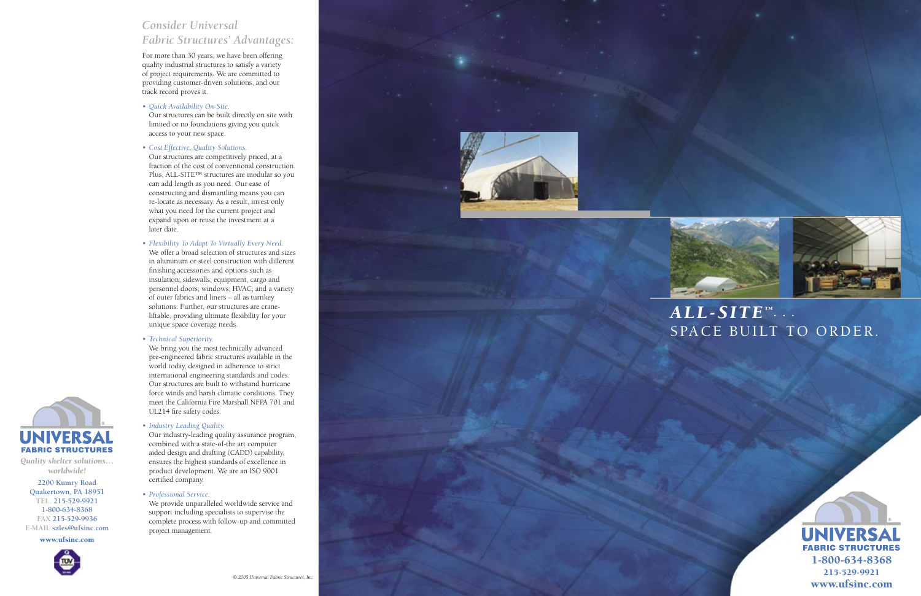## *Consider Universal Fabric Structures' Advantages:*

For more than 30 years, we have been offering quality industrial structures to satisfy a variety of project requirements. We are committed to providing customer-driven solutions, and our track record proves it.

- *Quick Availability On-Site.*
  Our structures can be built directly on site with limited or no foundations giving you quick access to your new space.

- *Cost Effective, Quality Solutions.*
  Our structures are competitively priced, at a fraction of the cost of conventional construction. Plus, ALL-SITE™ structures are modular so you can add length as you need. Our ease of constructing and dismantling means you can re-locate as necessary. As a result, invest only what you need for the current project and expand upon or reuse the investment at a later date.

- *Flexibility To Adapt To Virtually Every Need.*
  We offer a broad selection of structures and sizes in aluminum or steel construction with different finishing accessories and options such as insulation; sidewalls; equipment, cargo and personnel doors; windows; HVAC; and a variety of outer fabrics and liners – all as turnkey solutions. Further, our structures are crane-liftable, providing ultimate flexibility for your unique space coverage needs.

- *Technical Superiority.*
  We bring you the most technically advanced pre-engineered fabric structures available in the world today, designed in adherence to strict international engineering standards and codes. Our structures are built to withstand hurricane force winds and harsh climatic conditions. They meet the California Fire Marshall NFPA 701 and UL214 fire safety codes.

- *Industry Leading Quality.*
  Our industry-leading quality assurance program, combined with a state-of-the art computer aided design and drafting (CADD) capability, ensures the highest standards of excellence in product development. We are an ISO 9001 certified company.

- *Professional Service.*
  We provide unparalleled worldwide service and support including specialists to supervise the complete process with follow-up and committed project management.

© 2005 Universal Fabric Structures, Inc.

**UNIVERSAL FABRIC STRUCTURES**

*Quality shelter solutions… worldwide!*

2200 Kumry Road
Quakertown, PA 18951
TEL. 215-529-9921
1-800-634-8368
FAX 215-529-9936
E-MAIL sales@ufsinc.com

**www.ufsinc.com**

# *ALL-SITE™…*
# SPACE BUILT TO ORDER.

**UNIVERSAL FABRIC STRUCTURES**

**1-800-634-8368**
**215-529-9921**
**www.ufsinc.com**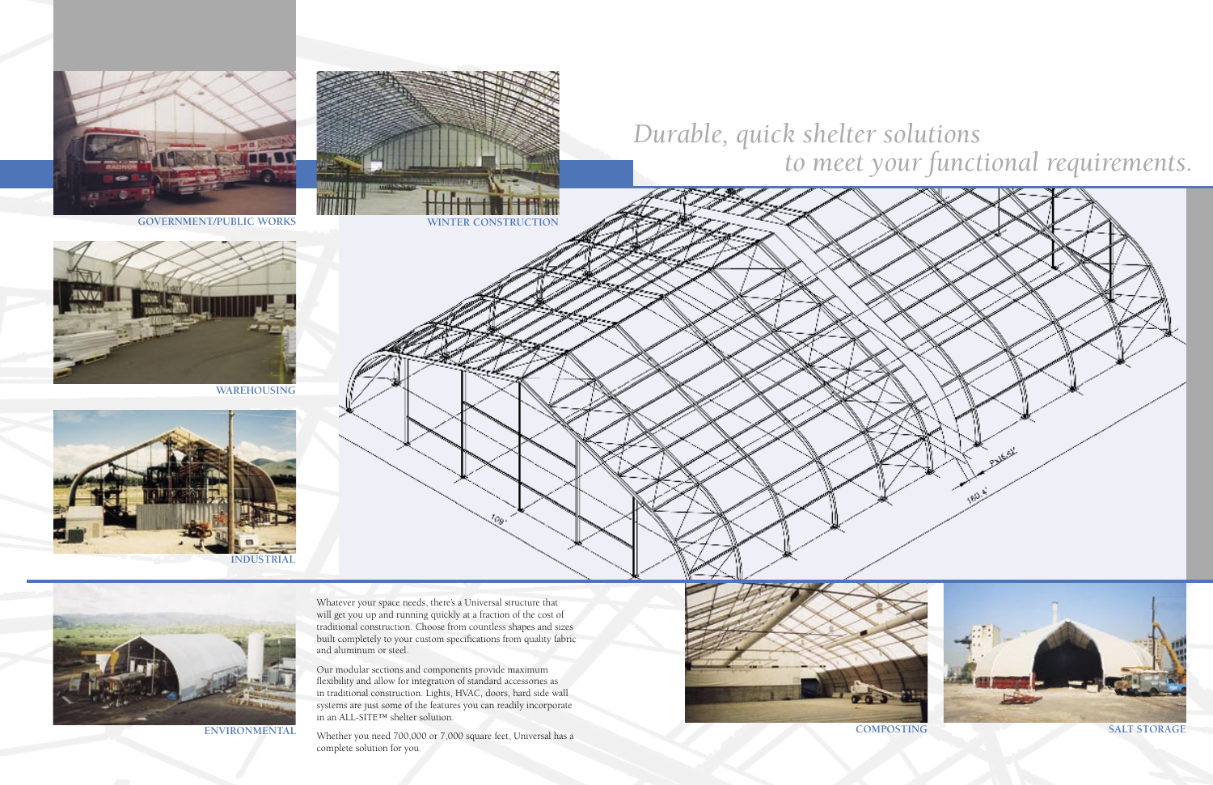*Durable, quick shelter solutions to meet your functional requirements.*

GOVERNMENT/PUBLIC WORKS

WINTER CONSTRUCTION

WAREHOUSING

INDUSTRIAL

ENVIRONMENTAL

Whatever your space needs, there's a Universal structure that will get you up and running quickly at a fraction of the cost of traditional construction. Choose from countless shapes and sizes built completely to your custom specifications from quality fabric and aluminum or steel.

Our modular sections and components provide maximum flexibility and allow for integration of standard accessories as in traditional construction. Lights, HVAC, doors, hard side wall systems are just some of the features you can readily incorporate in an ALL-SITE™ shelter solution.

Whether you need 700,000 or 7,000 square feet, Universal has a complete solution for you.

COMPOSTING

SALT STORAGE